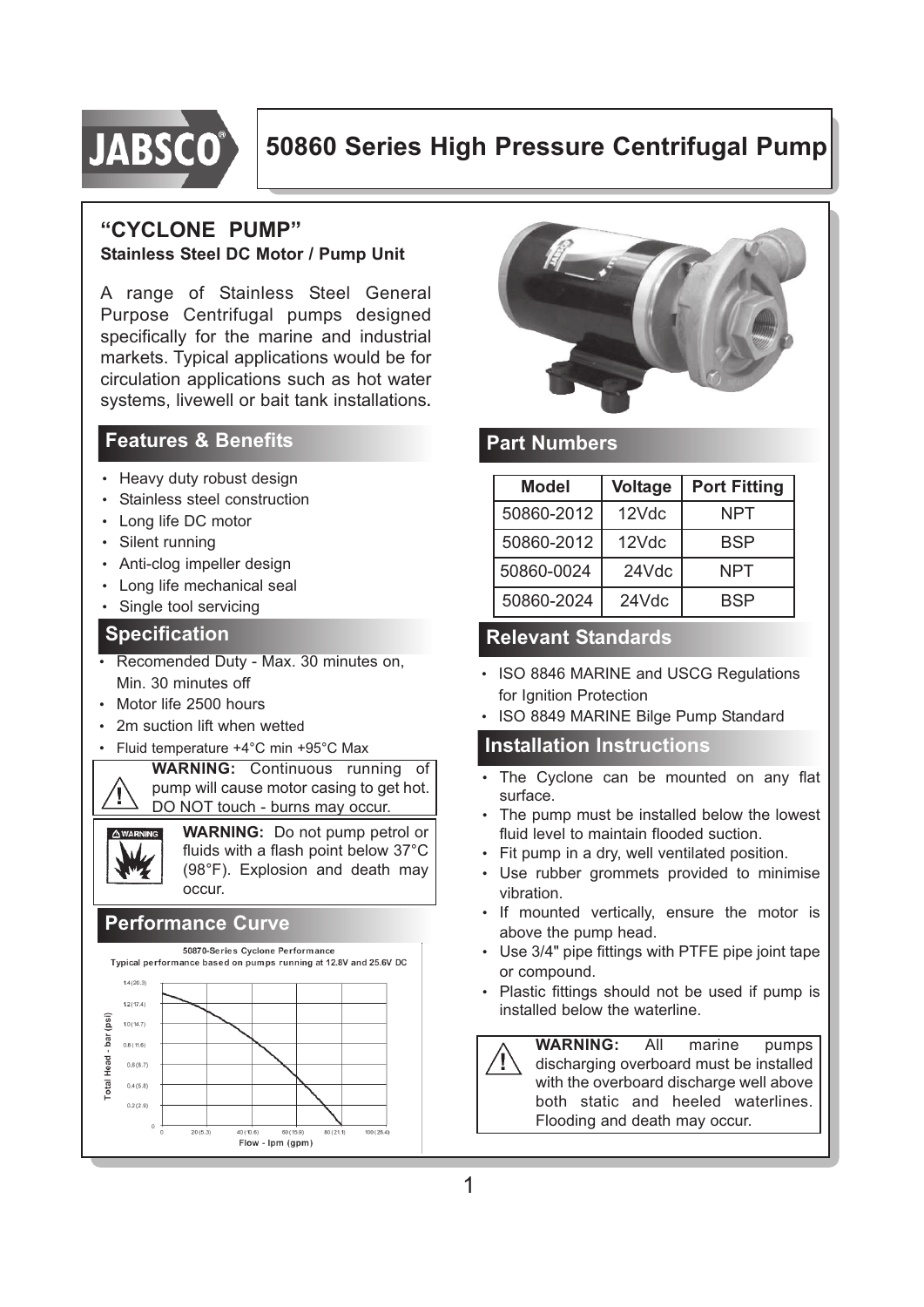# 50860 Series High Pressure Centrifugal Pump

## "CYCLONE PUMP"

**Stainless Steel DC Motor / Pump Unit**

A range of Stainless Steel General Purpose Centrifugal pumps designed specifically for the marine and industrial markets. Typical applications would be for circulation applications such as hot water systems, livewell or bait tank installations.

## Features & Benefits

- Heavy duty robust design
- Stainless steel construction
- Long life DC motor
- Silent running
- Anti-clog impeller design
- Long life mechanical seal
- Single tool servicing

## Specification

- Recomended Duty - Max. 30 minutes on, Min. 30 minutes off
- Motor life 2500 hours
- 2m suction lift when wetted
- Fluid temperature +4°C min +95°C Max

**WARNING:** Continuous running of pump will cause motor casing to get hot. DO NOT touch - burns may occur.

**WARNING:** Do not pump petrol or fluids with a flash point below 37°C (98°F). Explosion and death may occur.

## Performance Curve

50870-Series Cyclone Performance
Typical performance based on pumps running at 12.8V and 25.6V DC

## Part Numbers

| Model | Voltage | Port Fitting |
|---|---|---|
| 50860-2012 | 12Vdc | NPT |
| 50860-2012 | 12Vdc | BSP |
| 50860-0024 | 24Vdc | NPT |
| 50860-2024 | 24Vdc | BSP |

## Relevant Standards

- ISO 8846 MARINE and USCG Regulations for Ignition Protection
- ISO 8849 MARINE Bilge Pump Standard

## Installation Instructions

- The Cyclone can be mounted on any flat surface.
- The pump must be installed below the lowest fluid level to maintain flooded suction.
- Fit pump in a dry, well ventilated position.
- Use rubber grommets provided to minimise vibration.
- If mounted vertically, ensure the motor is above the pump head.
- Use 3/4" pipe fittings with PTFE pipe joint tape or compound.
- Plastic fittings should not be used if pump is installed below the waterline.

**WARNING:** All marine pumps discharging overboard must be installed with the overboard discharge well above both static and heeled waterlines. Flooding and death may occur.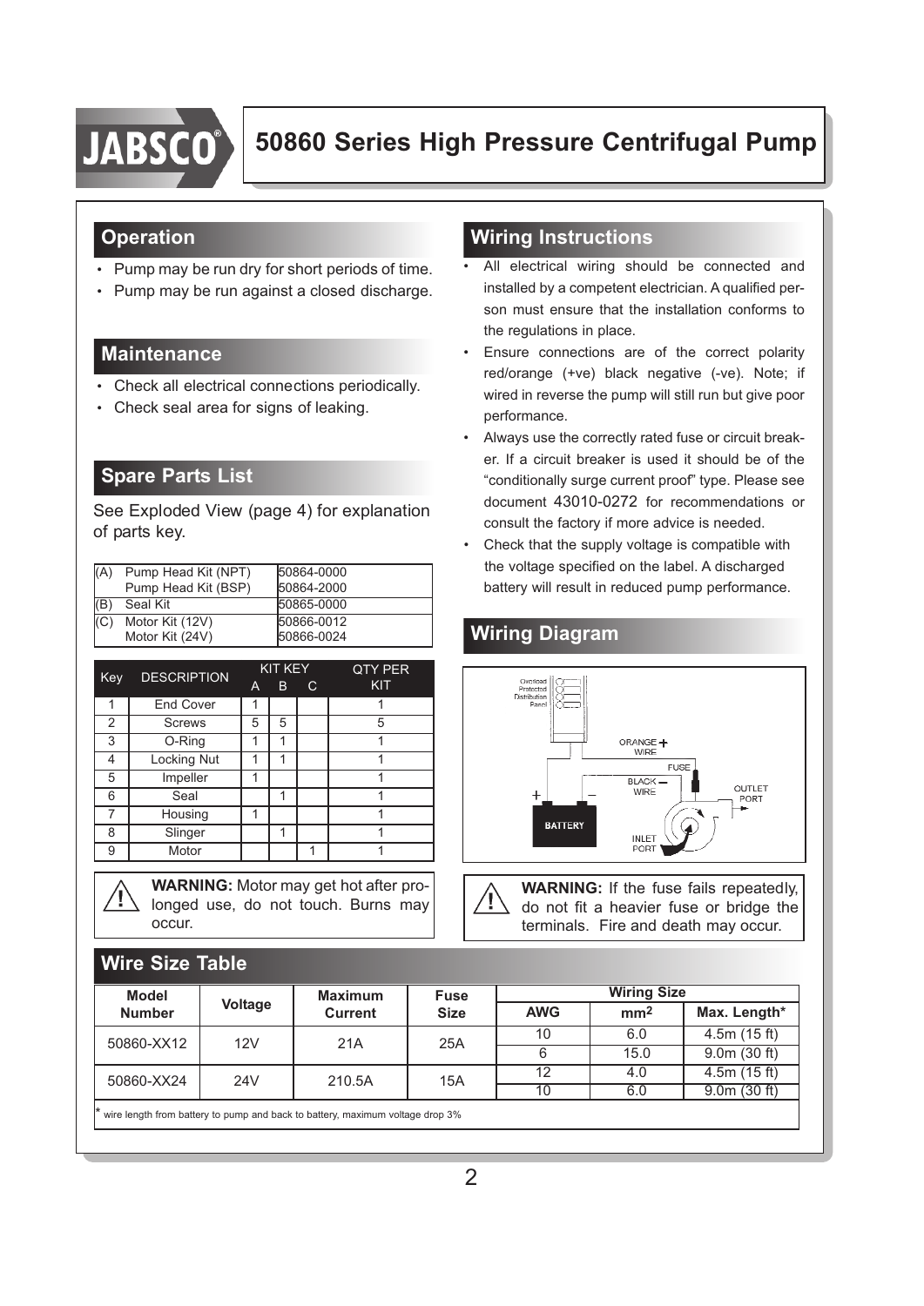# 50860 Series High Pressure Centrifugal Pump

## Operation

- Pump may be run dry for short periods of time.
- Pump may be run against a closed discharge.

## Maintenance

- Check all electrical connections periodically.
- Check seal area for signs of leaking.

## Spare Parts List

See Exploded View (page 4) for explanation of parts key.

| | | |
|---|---|---|
| (A) | Pump Head Kit (NPT)<br>Pump Head Kit (BSP) | 50864-0000<br>50864-2000 |
| (B) | Seal Kit | 50865-0000 |
| (C) | Motor Kit (12V)<br>Motor Kit (24V) | 50866-0012<br>50866-0024 |

| Key | DESCRIPTION | KIT KEY A | B | C | QTY PER KIT |
|---|---|---|---|---|---|
| 1 | End Cover | 1 | | | 1 |
| 2 | Screws | 5 | 5 | | 5 |
| 3 | O-Ring | 1 | 1 | | 1 |
| 4 | Locking Nut | 1 | 1 | | 1 |
| 5 | Impeller | 1 | | | 1 |
| 6 | Seal | | 1 | | 1 |
| 7 | Housing | 1 | | | 1 |
| 8 | Slinger | | 1 | | 1 |
| 9 | Motor | | | 1 | 1 |

**WARNING:** Motor may get hot after prolonged use, do not touch. Burns may occur.

## Wiring Instructions

- All electrical wiring should be connected and installed by a competent electrician. A qualified person must ensure that the installation conforms to the regulations in place.
- Ensure connections are of the correct polarity red/orange (+ve) black negative (-ve). Note; if wired in reverse the pump will still run but give poor performance.
- Always use the correctly rated fuse or circuit breaker. If a circuit breaker is used it should be of the "conditionally surge current proof" type. Please see document 43010-0272 for recommendations or consult the factory if more advice is needed.
- Check that the supply voltage is compatible with the voltage specified on the label. A discharged battery will result in reduced pump performance.

## Wiring Diagram

Overload Protected Distribution Panel

ORANGE + WIRE

FUSE

BLACK — WIRE

OUTLET PORT

BATTERY

INLET PORT

**WARNING:** If the fuse fails repeatedly, do not fit a heavier fuse or bridge the terminals. Fire and death may occur.

## Wire Size Table

| Model Number | Voltage | Maximum Current | Fuse Size | Wiring Size AWG | $mm^2$ | Max. Length* |
|---|---|---|---|---|---|---|
| 50860-XX12 | 12V | 21A | 25A | 10 | 6.0 | 4.5m (15 ft) |
| | | | | 6 | 15.0 | 9.0m (30 ft) |
| 50860-XX24 | 24V | 210.5A | 15A | 12 | 4.0 | 4.5m (15 ft) |
| | | | | 10 | 6.0 | 9.0m (30 ft) |

\* wire length from battery to pump and back to battery, maximum voltage drop 3%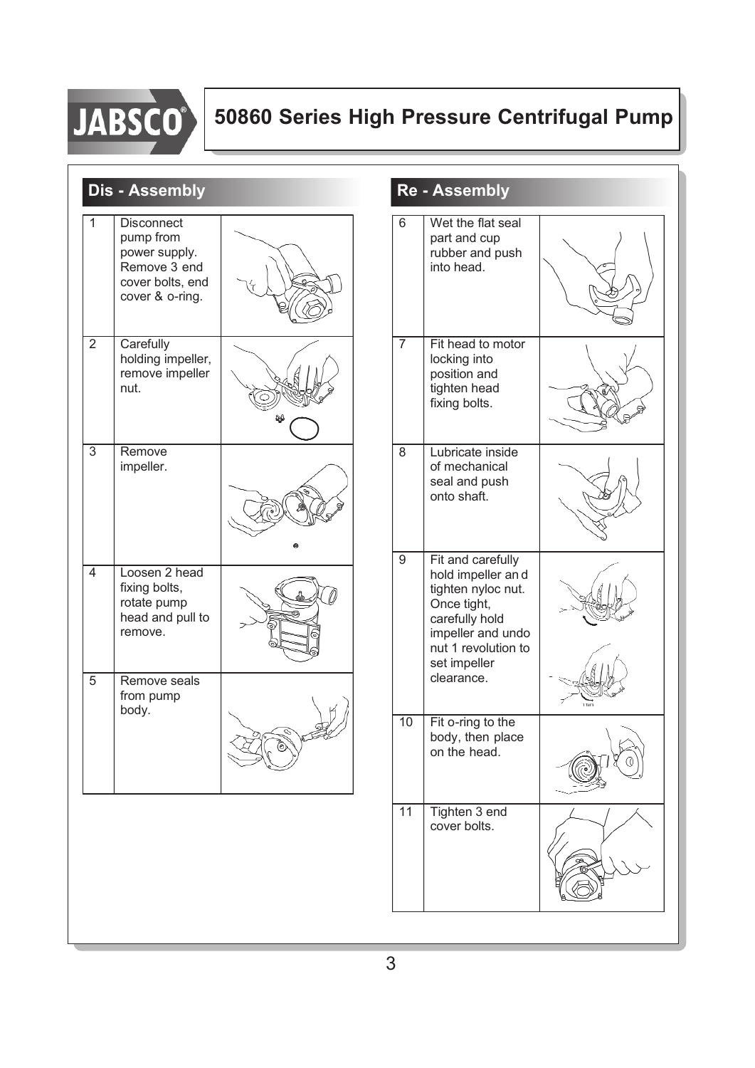# 50860 Series High Pressure Centrifugal Pump

## Dis - Assembly

| | | |
|---|---|---|
| 1 | Disconnect pump from power supply. Remove 3 end cover bolts, end cover & o-ring. | |
| 2 | Carefully holding impeller, remove impeller nut. | |
| 3 | Remove impeller. | |
| 4 | Loosen 2 head fixing bolts, rotate pump head and pull to remove. | |
| 5 | Remove seals from pump body. | |

## Re - Assembly

| | | |
|---|---|---|
| 6 | Wet the flat seal part and cup rubber and push into head. | |
| 7 | Fit head to motor locking into position and tighten head fixing bolts. | |
| 8 | Lubricate inside of mechanical seal and push onto shaft. | |
| 9 | Fit and carefully hold impeller an d tighten nyloc nut. Once tight, carefully hold impeller and undo nut 1 revolution to set impeller clearance. | |
| 10 | Fit o-ring to the body, then place on the head. | |
| 11 | Tighten 3 end cover bolts. | |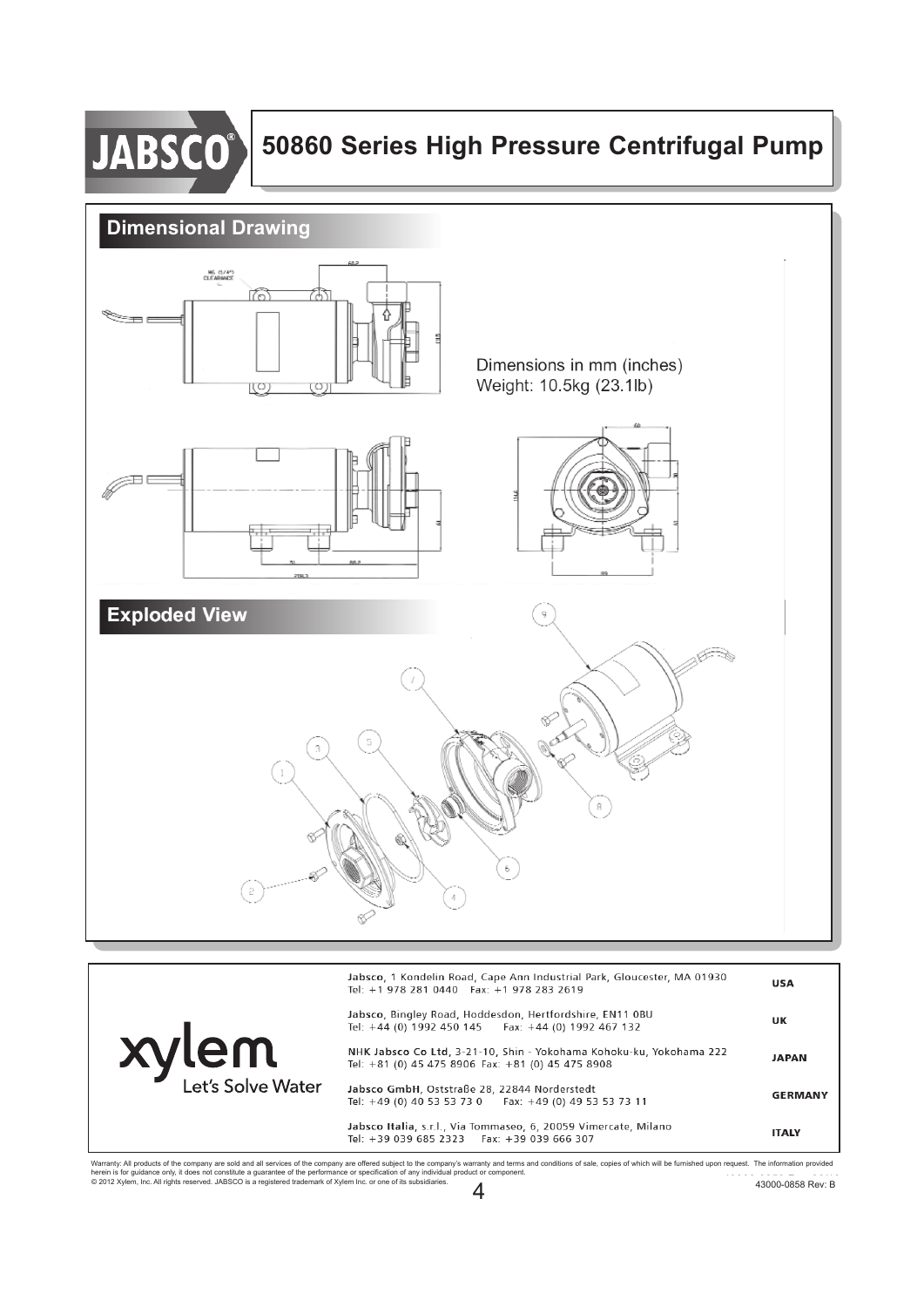# 50860 Series High Pressure Centrifugal Pump

## Dimensional Drawing

Dimensions in mm (inches)
Weight: 10.5kg (23.1lb)

## Exploded View

Jabsco, 1 Kondelin Road, Cape Ann Industrial Park, Gloucester, MA 01930
Tel: +1 978 281 0440 Fax: +1 978 283 2619 — USA

Jabsco, Bingley Road, Hoddesdon, Hertfordshire, EN11 0BU
Tel: +44 (0) 1992 450 145 Fax: +44 (0) 1992 467 132 — UK

NHK Jabsco Co Ltd, 3-21-10, Shin - Yokohama Kohoku-ku, Yokohama 222
Tel: +81 (0) 45 475 8906 Fax: +81 (0) 45 475 8908 — JAPAN

Jabsco GmbH, Oststraße 28, 22844 Norderstedt
Tel: +49 (0) 40 53 53 73 0 Fax: +49 (0) 49 53 53 73 11 — GERMANY

Jabsco Italia, s.r.l., Via Tommaseo, 6, 20059 Vimercate, Milano
Tel: +39 039 685 2323 Fax: +39 039 666 307 — ITALY

xylem
Let's Solve Water

Warranty: All products of the company are sold and all services of the company are offered subject to the company's warranty and terms and conditions of sale, copies of which will be furnished upon request. The information provided herein is for guidance only, it does not constitute a guarantee of the performance or specification of any individual product or component.
© 2012 Xylem, Inc. All rights reserved. JABSCO is a registered trademark of Xylem Inc. or one of its subsidiaries.

43000-0858 Rev: B